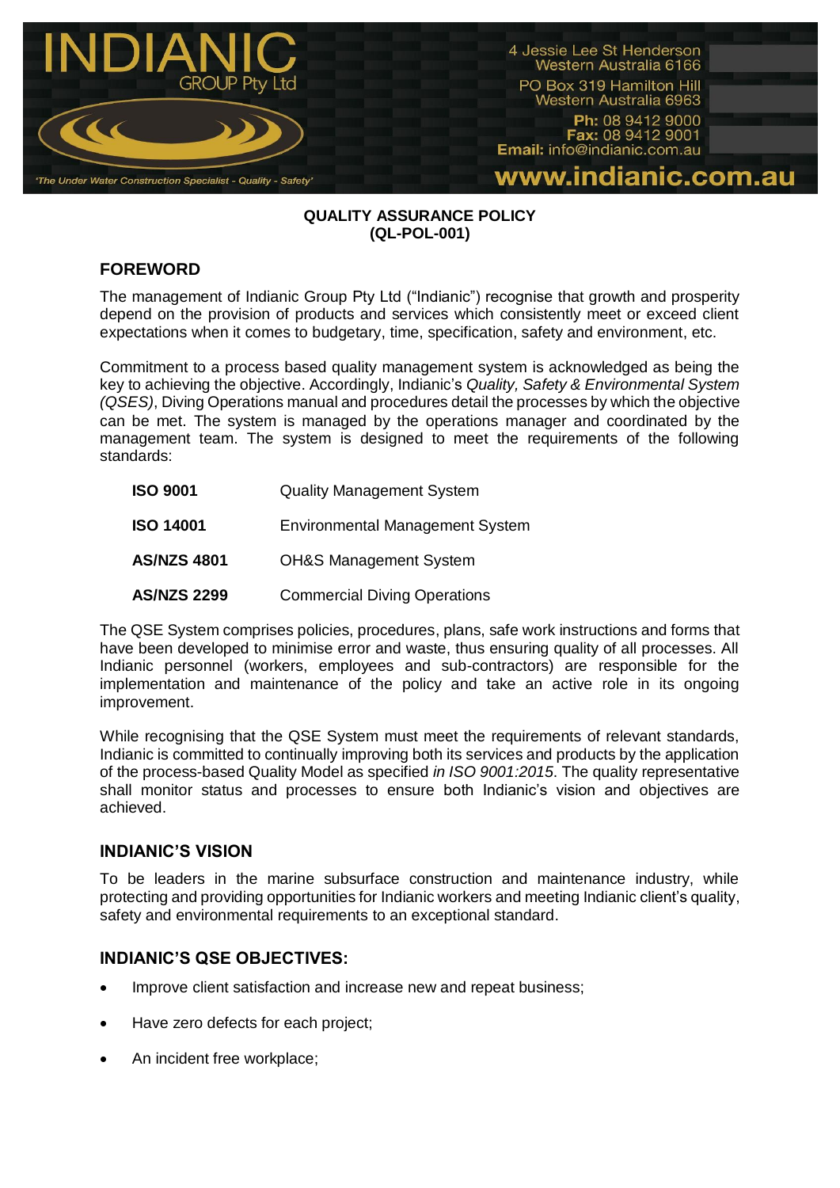INDIANIC GROUP Pty Ltd

'The Under Water Construction Specialist - Quality - Safety'

4 Jessie Lee St Henderson
Western Australia 6166

PO Box 319 Hamilton Hill
Western Australia 6963

**Ph:** 08 9412 9000
**Fax:** 08 9412 9001
**Email:** info@indianic.com.au

**www.indianic.com.au**

**QUALITY ASSURANCE POLICY**
**(QL-POL-001)**

## FOREWORD

The management of Indianic Group Pty Ltd ("Indianic") recognise that growth and prosperity depend on the provision of products and services which consistently meet or exceed client expectations when it comes to budgetary, time, specification, safety and environment, etc.

Commitment to a process based quality management system is acknowledged as being the key to achieving the objective. Accordingly, Indianic's *Quality, Safety & Environmental System (QSES)*, Diving Operations manual and procedures detail the processes by which the objective can be met. The system is managed by the operations manager and coordinated by the management team. The system is designed to meet the requirements of the following standards:

| | |
|---|---|
| **ISO 9001** | Quality Management System |
| **ISO 14001** | Environmental Management System |
| **AS/NZS 4801** | OH&S Management System |
| **AS/NZS 2299** | Commercial Diving Operations |

The QSE System comprises policies, procedures, plans, safe work instructions and forms that have been developed to minimise error and waste, thus ensuring quality of all processes. All Indianic personnel (workers, employees and sub-contractors) are responsible for the implementation and maintenance of the policy and take an active role in its ongoing improvement.

While recognising that the QSE System must meet the requirements of relevant standards, Indianic is committed to continually improving both its services and products by the application of the process-based Quality Model as specified *in ISO 9001:2015*. The quality representative shall monitor status and processes to ensure both Indianic's vision and objectives are achieved.

## INDIANIC'S VISION

To be leaders in the marine subsurface construction and maintenance industry, while protecting and providing opportunities for Indianic workers and meeting Indianic client's quality, safety and environmental requirements to an exceptional standard.

## INDIANIC'S QSE OBJECTIVES:

- Improve client satisfaction and increase new and repeat business;
- Have zero defects for each project;
- An incident free workplace;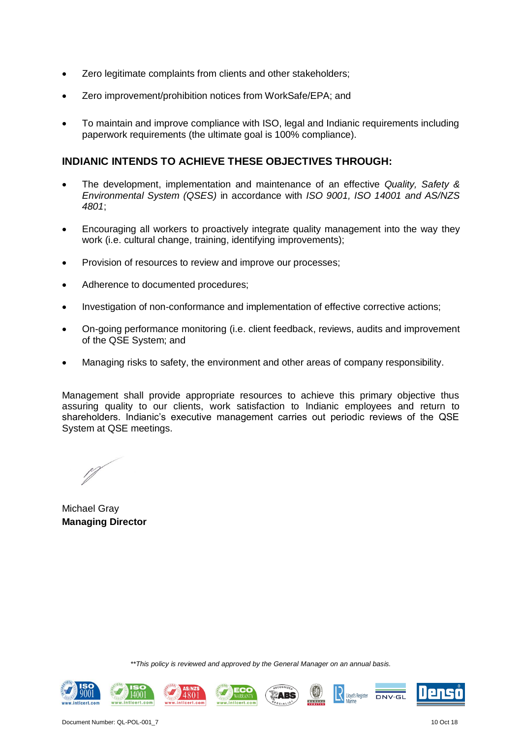- Zero legitimate complaints from clients and other stakeholders;
- Zero improvement/prohibition notices from WorkSafe/EPA; and
- To maintain and improve compliance with ISO, legal and Indianic requirements including paperwork requirements (the ultimate goal is 100% compliance).

## INDIANIC INTENDS TO ACHIEVE THESE OBJECTIVES THROUGH:

- The development, implementation and maintenance of an effective *Quality, Safety & Environmental System (QSES)* in accordance with *ISO 9001, ISO 14001 and AS/NZS 4801*;
- Encouraging all workers to proactively integrate quality management into the way they work (i.e. cultural change, training, identifying improvements);
- Provision of resources to review and improve our processes;
- Adherence to documented procedures;
- Investigation of non-conformance and implementation of effective corrective actions;
- On-going performance monitoring (i.e. client feedback, reviews, audits and improvement of the QSE System; and
- Managing risks to safety, the environment and other areas of company responsibility.

Management shall provide appropriate resources to achieve this primary objective thus assuring quality to our clients, work satisfaction to Indianic employees and return to shareholders. Indianic's executive management carries out periodic reviews of the QSE System at QSE meetings.

Michael Gray
**Managing Director**

*\*\*This policy is reviewed and approved by the General Manager on an annual basis.*

Document Number: QL-POL-001_7

10 Oct 18